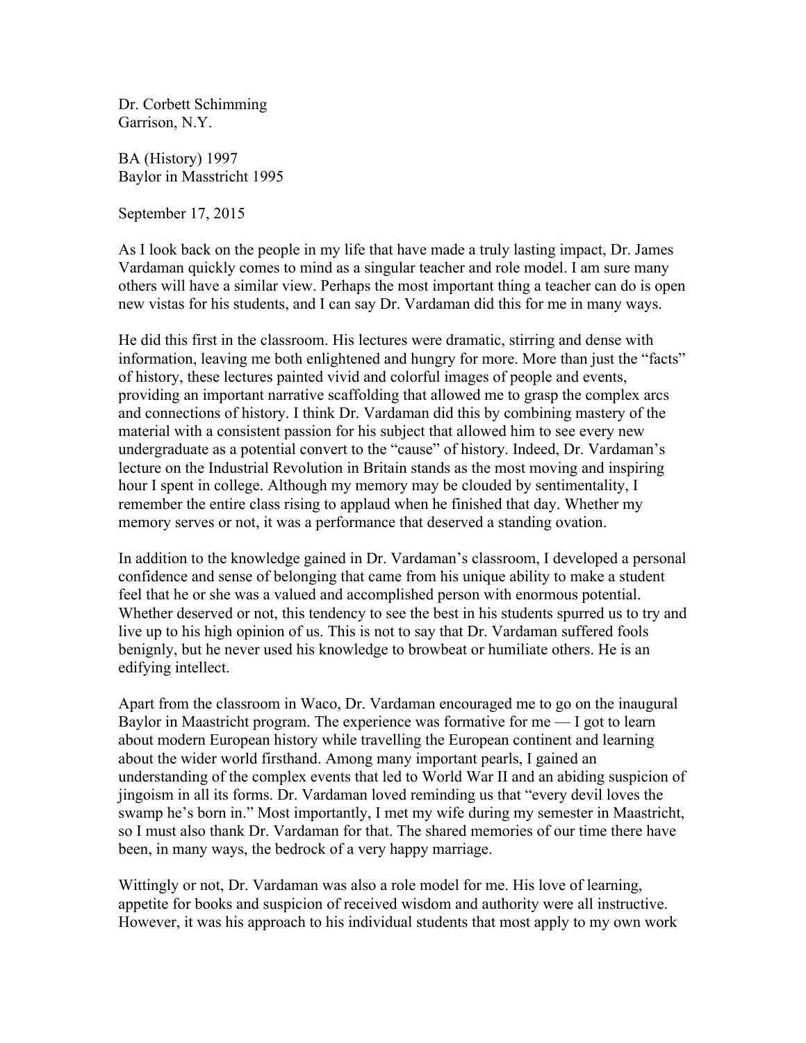Dr. Corbett Schimming
Garrison, N.Y.

BA (History) 1997
Baylor in Masstricht 1995

September 17, 2015

As I look back on the people in my life that have made a truly lasting impact, Dr. James Vardaman quickly comes to mind as a singular teacher and role model. I am sure many others will have a similar view. Perhaps the most important thing a teacher can do is open new vistas for his students, and I can say Dr. Vardaman did this for me in many ways.

He did this first in the classroom. His lectures were dramatic, stirring and dense with information, leaving me both enlightened and hungry for more. More than just the "facts" of history, these lectures painted vivid and colorful images of people and events, providing an important narrative scaffolding that allowed me to grasp the complex arcs and connections of history. I think Dr. Vardaman did this by combining mastery of the material with a consistent passion for his subject that allowed him to see every new undergraduate as a potential convert to the "cause" of history. Indeed, Dr. Vardaman's lecture on the Industrial Revolution in Britain stands as the most moving and inspiring hour I spent in college. Although my memory may be clouded by sentimentality, I remember the entire class rising to applaud when he finished that day. Whether my memory serves or not, it was a performance that deserved a standing ovation.

In addition to the knowledge gained in Dr. Vardaman's classroom, I developed a personal confidence and sense of belonging that came from his unique ability to make a student feel that he or she was a valued and accomplished person with enormous potential. Whether deserved or not, this tendency to see the best in his students spurred us to try and live up to his high opinion of us. This is not to say that Dr. Vardaman suffered fools benignly, but he never used his knowledge to browbeat or humiliate others. He is an edifying intellect.

Apart from the classroom in Waco, Dr. Vardaman encouraged me to go on the inaugural Baylor in Maastricht program. The experience was formative for me — I got to learn about modern European history while travelling the European continent and learning about the wider world firsthand. Among many important pearls, I gained an understanding of the complex events that led to World War II and an abiding suspicion of jingoism in all its forms. Dr. Vardaman loved reminding us that "every devil loves the swamp he's born in." Most importantly, I met my wife during my semester in Maastricht, so I must also thank Dr. Vardaman for that. The shared memories of our time there have been, in many ways, the bedrock of a very happy marriage.

Wittingly or not, Dr. Vardaman was also a role model for me. His love of learning, appetite for books and suspicion of received wisdom and authority were all instructive. However, it was his approach to his individual students that most apply to my own work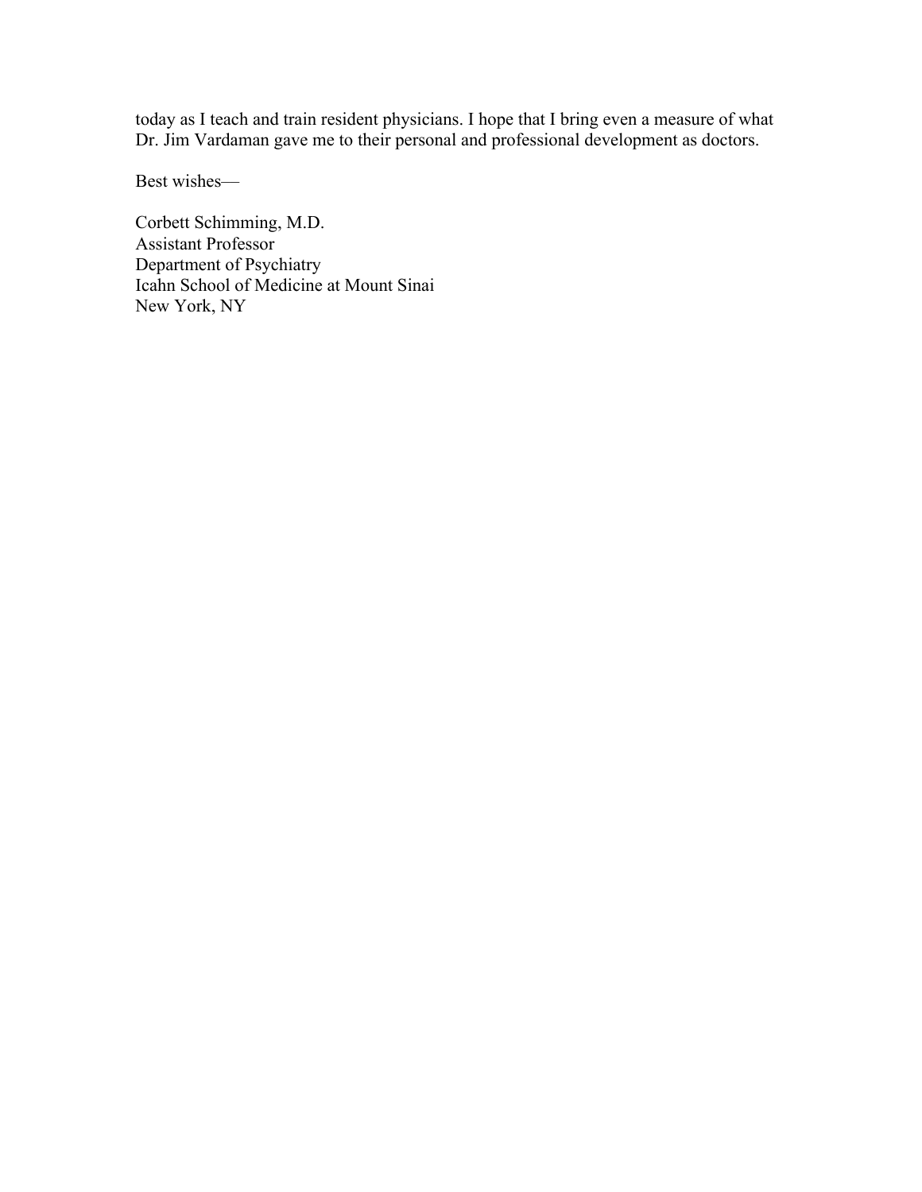today as I teach and train resident physicians. I hope that I bring even a measure of what Dr. Jim Vardaman gave me to their personal and professional development as doctors.

Best wishes—

Corbett Schimming, M.D.  
Assistant Professor  
Department of Psychiatry  
Icahn School of Medicine at Mount Sinai  
New York, NY